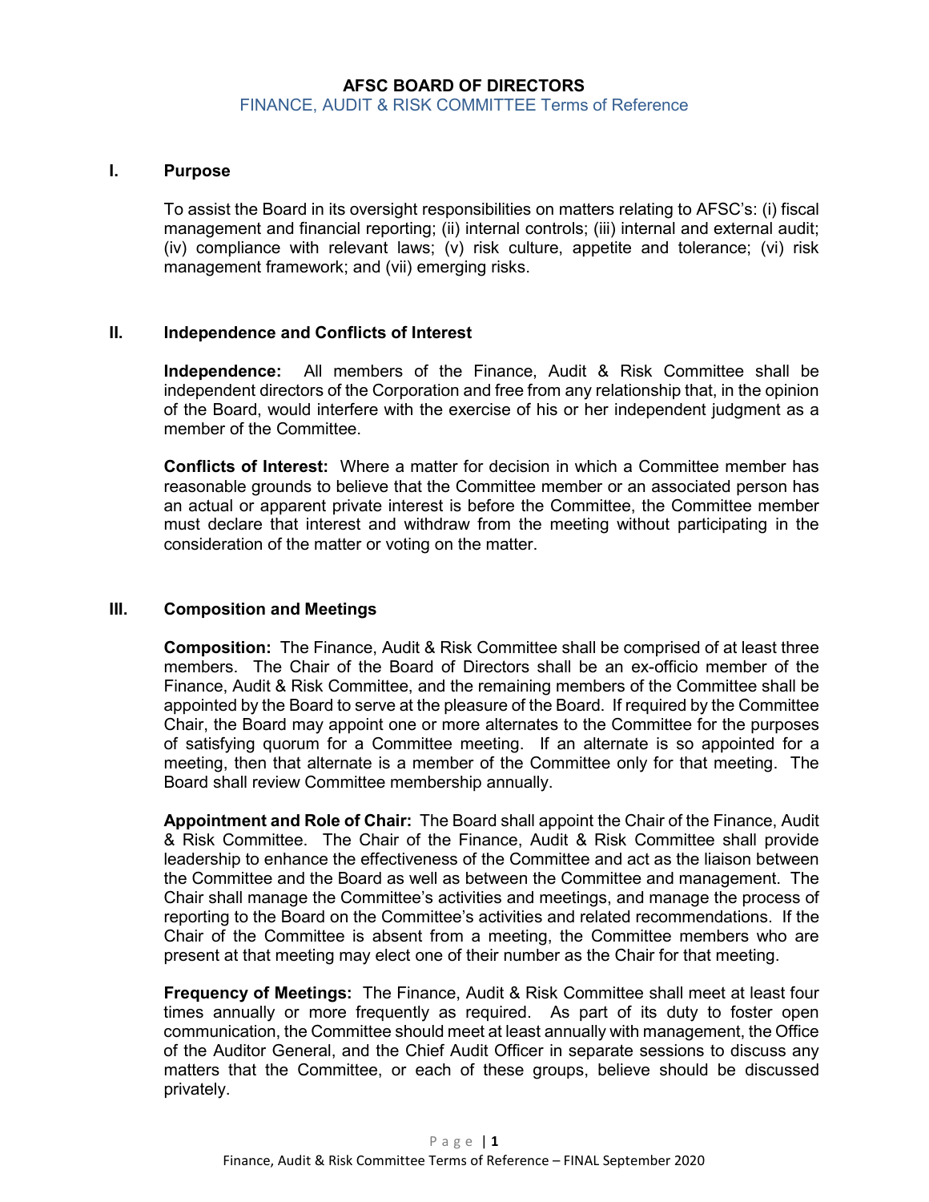# AFSC BOARD OF DIRECTORS

## FINANCE, AUDIT & RISK COMMITTEE Terms of Reference

### I. Purpose

To assist the Board in its oversight responsibilities on matters relating to AFSC's: (i) fiscal management and financial reporting; (ii) internal controls; (iii) internal and external audit; (iv) compliance with relevant laws; (v) risk culture, appetite and tolerance; (vi) risk management framework; and (vii) emerging risks.

### II. Independence and Conflicts of Interest

**Independence:** All members of the Finance, Audit & Risk Committee shall be independent directors of the Corporation and free from any relationship that, in the opinion of the Board, would interfere with the exercise of his or her independent judgment as a member of the Committee.

**Conflicts of Interest:** Where a matter for decision in which a Committee member has reasonable grounds to believe that the Committee member or an associated person has an actual or apparent private interest is before the Committee, the Committee member must declare that interest and withdraw from the meeting without participating in the consideration of the matter or voting on the matter.

### III. Composition and Meetings

**Composition:** The Finance, Audit & Risk Committee shall be comprised of at least three members. The Chair of the Board of Directors shall be an ex-officio member of the Finance, Audit & Risk Committee, and the remaining members of the Committee shall be appointed by the Board to serve at the pleasure of the Board. If required by the Committee Chair, the Board may appoint one or more alternates to the Committee for the purposes of satisfying quorum for a Committee meeting. If an alternate is so appointed for a meeting, then that alternate is a member of the Committee only for that meeting. The Board shall review Committee membership annually.

**Appointment and Role of Chair:** The Board shall appoint the Chair of the Finance, Audit & Risk Committee. The Chair of the Finance, Audit & Risk Committee shall provide leadership to enhance the effectiveness of the Committee and act as the liaison between the Committee and the Board as well as between the Committee and management. The Chair shall manage the Committee's activities and meetings, and manage the process of reporting to the Board on the Committee's activities and related recommendations. If the Chair of the Committee is absent from a meeting, the Committee members who are present at that meeting may elect one of their number as the Chair for that meeting.

**Frequency of Meetings:** The Finance, Audit & Risk Committee shall meet at least four times annually or more frequently as required. As part of its duty to foster open communication, the Committee should meet at least annually with management, the Office of the Auditor General, and the Chief Audit Officer in separate sessions to discuss any matters that the Committee, or each of these groups, believe should be discussed privately.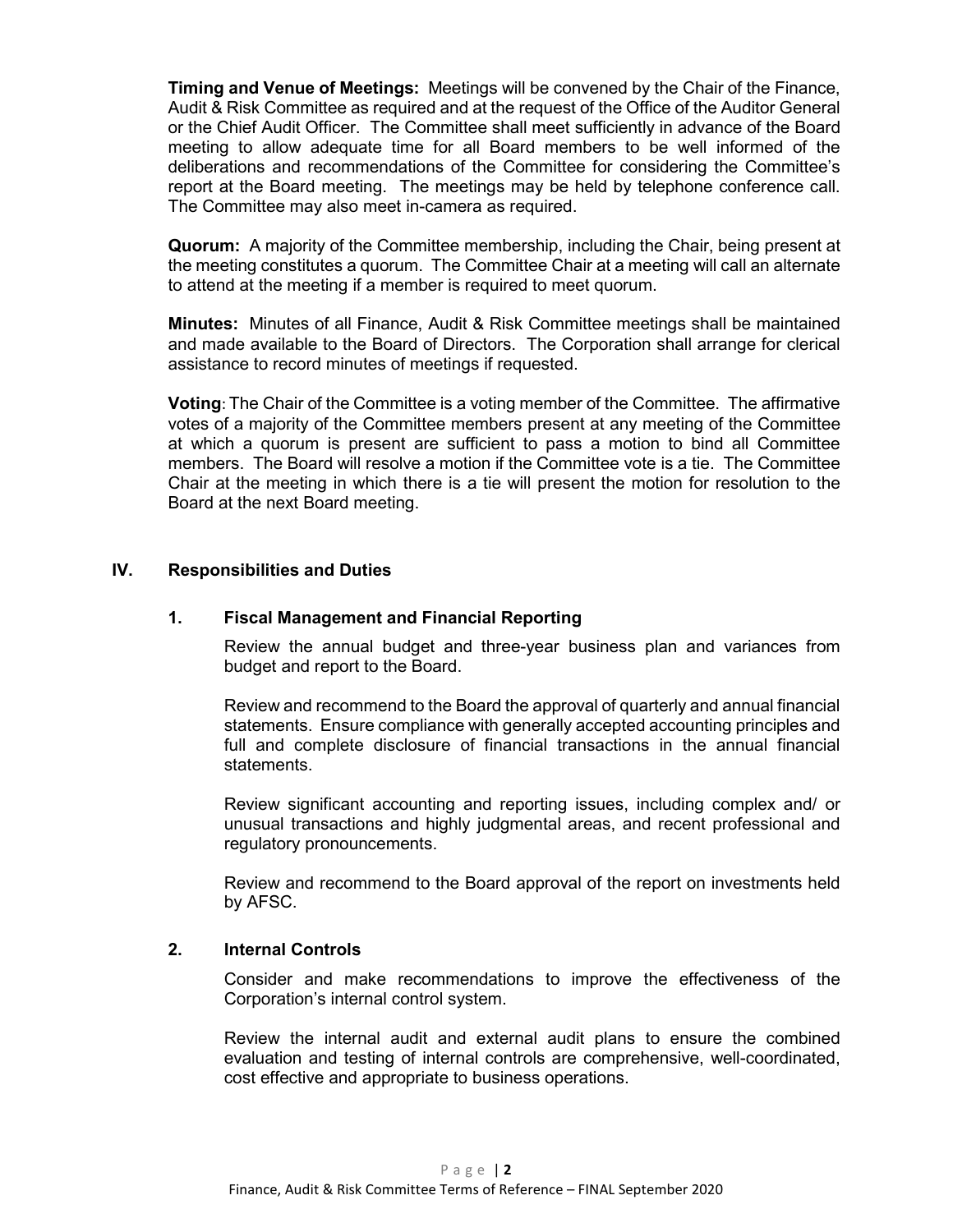**Timing and Venue of Meetings:** Meetings will be convened by the Chair of the Finance, Audit & Risk Committee as required and at the request of the Office of the Auditor General or the Chief Audit Officer. The Committee shall meet sufficiently in advance of the Board meeting to allow adequate time for all Board members to be well informed of the deliberations and recommendations of the Committee for considering the Committee's report at the Board meeting. The meetings may be held by telephone conference call. The Committee may also meet in-camera as required.

**Quorum:** A majority of the Committee membership, including the Chair, being present at the meeting constitutes a quorum. The Committee Chair at a meeting will call an alternate to attend at the meeting if a member is required to meet quorum.

**Minutes:** Minutes of all Finance, Audit & Risk Committee meetings shall be maintained and made available to the Board of Directors. The Corporation shall arrange for clerical assistance to record minutes of meetings if requested.

**Voting**: The Chair of the Committee is a voting member of the Committee. The affirmative votes of a majority of the Committee members present at any meeting of the Committee at which a quorum is present are sufficient to pass a motion to bind all Committee members. The Board will resolve a motion if the Committee vote is a tie. The Committee Chair at the meeting in which there is a tie will present the motion for resolution to the Board at the next Board meeting.

## IV. Responsibilities and Duties

### 1. Fiscal Management and Financial Reporting

Review the annual budget and three-year business plan and variances from budget and report to the Board.

Review and recommend to the Board the approval of quarterly and annual financial statements. Ensure compliance with generally accepted accounting principles and full and complete disclosure of financial transactions in the annual financial statements.

Review significant accounting and reporting issues, including complex and/ or unusual transactions and highly judgmental areas, and recent professional and regulatory pronouncements.

Review and recommend to the Board approval of the report on investments held by AFSC.

### 2. Internal Controls

Consider and make recommendations to improve the effectiveness of the Corporation's internal control system.

Review the internal audit and external audit plans to ensure the combined evaluation and testing of internal controls are comprehensive, well-coordinated, cost effective and appropriate to business operations.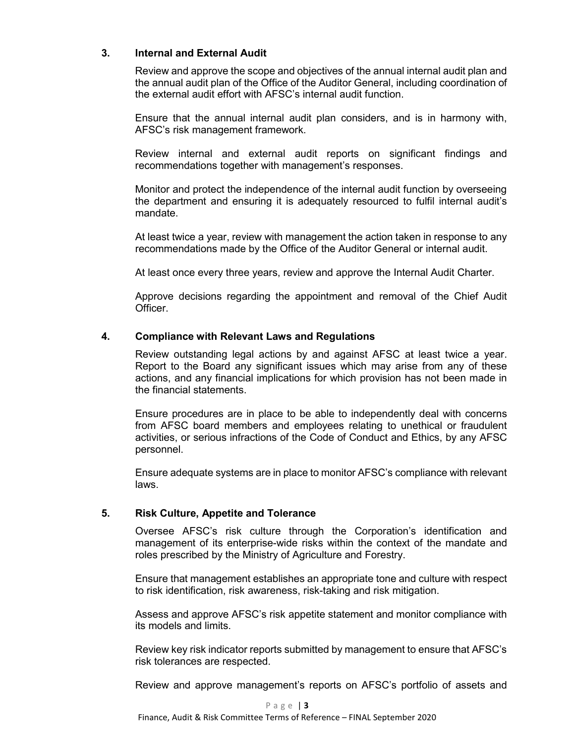## 3. Internal and External Audit

Review and approve the scope and objectives of the annual internal audit plan and the annual audit plan of the Office of the Auditor General, including coordination of the external audit effort with AFSC's internal audit function.

Ensure that the annual internal audit plan considers, and is in harmony with, AFSC's risk management framework.

Review internal and external audit reports on significant findings and recommendations together with management's responses.

Monitor and protect the independence of the internal audit function by overseeing the department and ensuring it is adequately resourced to fulfil internal audit's mandate.

At least twice a year, review with management the action taken in response to any recommendations made by the Office of the Auditor General or internal audit.

At least once every three years, review and approve the Internal Audit Charter.

Approve decisions regarding the appointment and removal of the Chief Audit Officer.

## 4. Compliance with Relevant Laws and Regulations

Review outstanding legal actions by and against AFSC at least twice a year. Report to the Board any significant issues which may arise from any of these actions, and any financial implications for which provision has not been made in the financial statements.

Ensure procedures are in place to be able to independently deal with concerns from AFSC board members and employees relating to unethical or fraudulent activities, or serious infractions of the Code of Conduct and Ethics, by any AFSC personnel.

Ensure adequate systems are in place to monitor AFSC's compliance with relevant laws.

## 5. Risk Culture, Appetite and Tolerance

Oversee AFSC's risk culture through the Corporation's identification and management of its enterprise-wide risks within the context of the mandate and roles prescribed by the Ministry of Agriculture and Forestry.

Ensure that management establishes an appropriate tone and culture with respect to risk identification, risk awareness, risk-taking and risk mitigation.

Assess and approve AFSC's risk appetite statement and monitor compliance with its models and limits.

Review key risk indicator reports submitted by management to ensure that AFSC's risk tolerances are respected.

Review and approve management's reports on AFSC's portfolio of assets and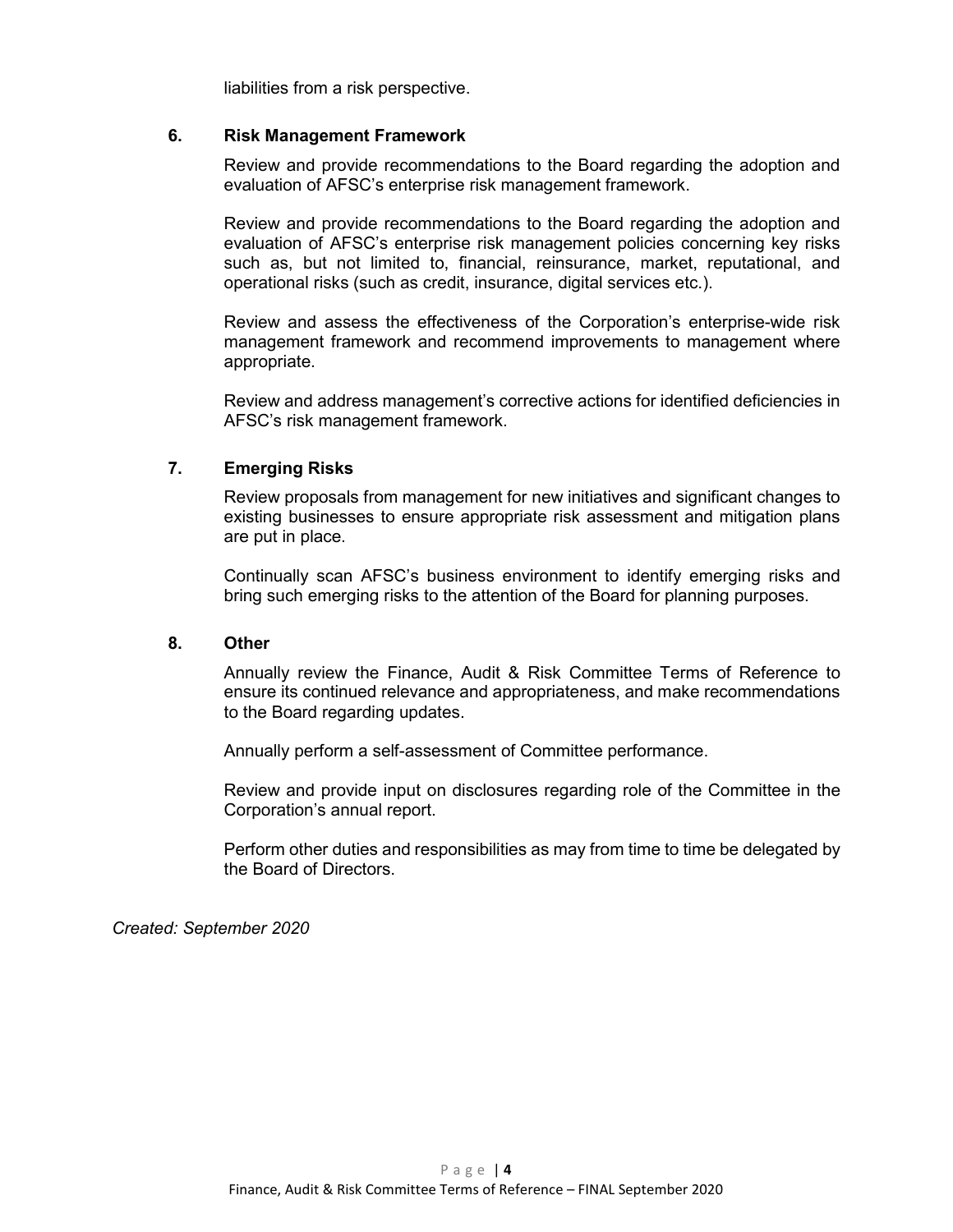liabilities from a risk perspective.

### 6. Risk Management Framework

Review and provide recommendations to the Board regarding the adoption and evaluation of AFSC's enterprise risk management framework.

Review and provide recommendations to the Board regarding the adoption and evaluation of AFSC's enterprise risk management policies concerning key risks such as, but not limited to, financial, reinsurance, market, reputational, and operational risks (such as credit, insurance, digital services etc.).

Review and assess the effectiveness of the Corporation's enterprise-wide risk management framework and recommend improvements to management where appropriate.

Review and address management's corrective actions for identified deficiencies in AFSC's risk management framework.

### 7. Emerging Risks

Review proposals from management for new initiatives and significant changes to existing businesses to ensure appropriate risk assessment and mitigation plans are put in place.

Continually scan AFSC's business environment to identify emerging risks and bring such emerging risks to the attention of the Board for planning purposes.

### 8. Other

Annually review the Finance, Audit & Risk Committee Terms of Reference to ensure its continued relevance and appropriateness, and make recommendations to the Board regarding updates.

Annually perform a self-assessment of Committee performance.

Review and provide input on disclosures regarding role of the Committee in the Corporation's annual report.

Perform other duties and responsibilities as may from time to time be delegated by the Board of Directors.

*Created: September 2020*